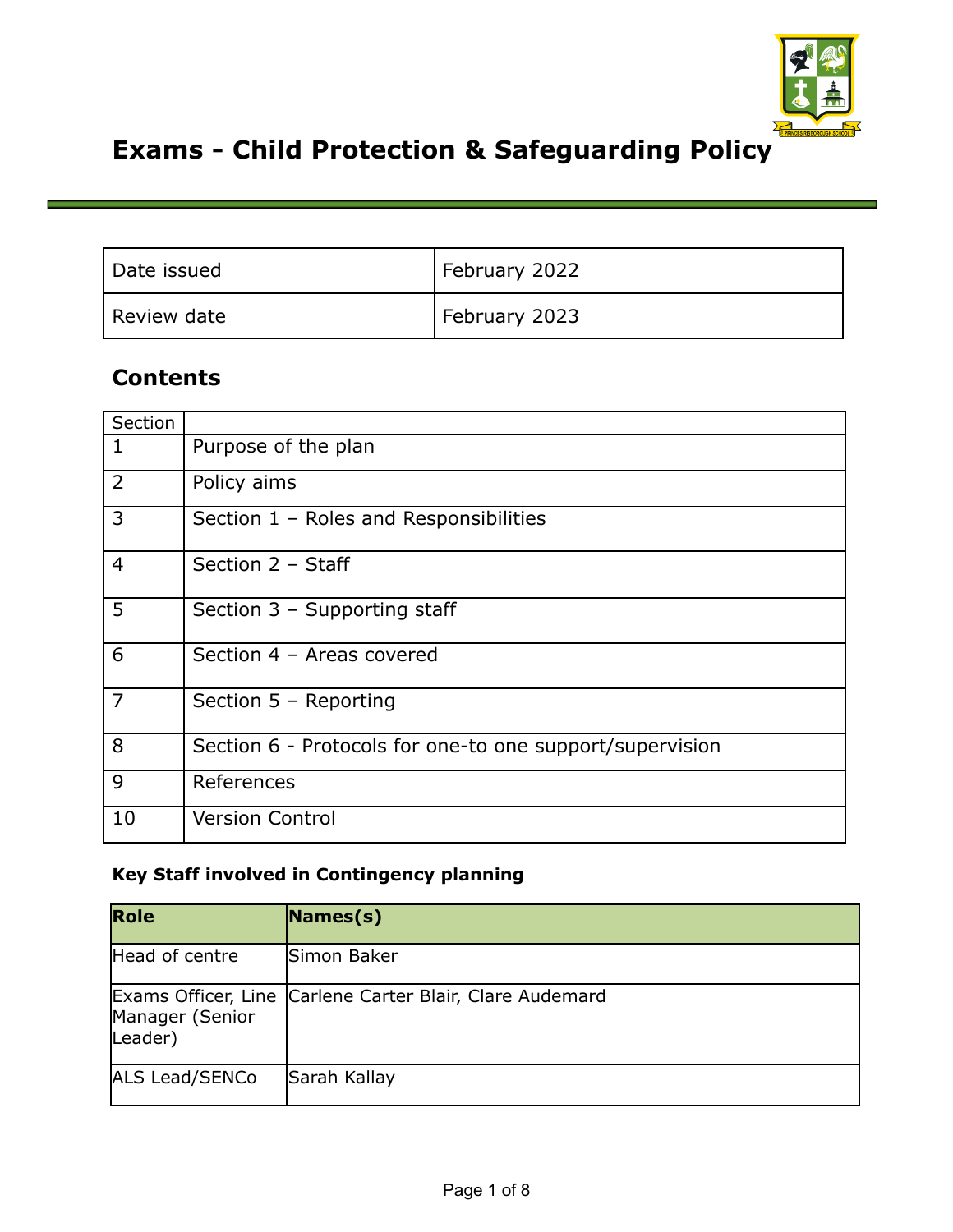# Exams - Child Protection & Safeguarding Policy

| Date issued | February 2022 |
|---|---|
| Review date | February 2023 |

## Contents

| Section | |
|---|---|
| 1 | Purpose of the plan |
| 2 | Policy aims |
| 3 | Section 1 – Roles and Responsibilities |
| 4 | Section 2 – Staff |
| 5 | Section 3 – Supporting staff |
| 6 | Section 4 – Areas covered |
| 7 | Section 5 – Reporting |
| 8 | Section 6 - Protocols for one-to one support/supervision |
| 9 | References |
| 10 | Version Control |

**Key Staff involved in Contingency planning**

| Role | Names(s) |
|---|---|
| Head of centre | Simon Baker |
| Exams Officer, Line Manager (Senior Leader) | Carlene Carter Blair, Clare Audemard |
| ALS Lead/SENCo | Sarah Kallay |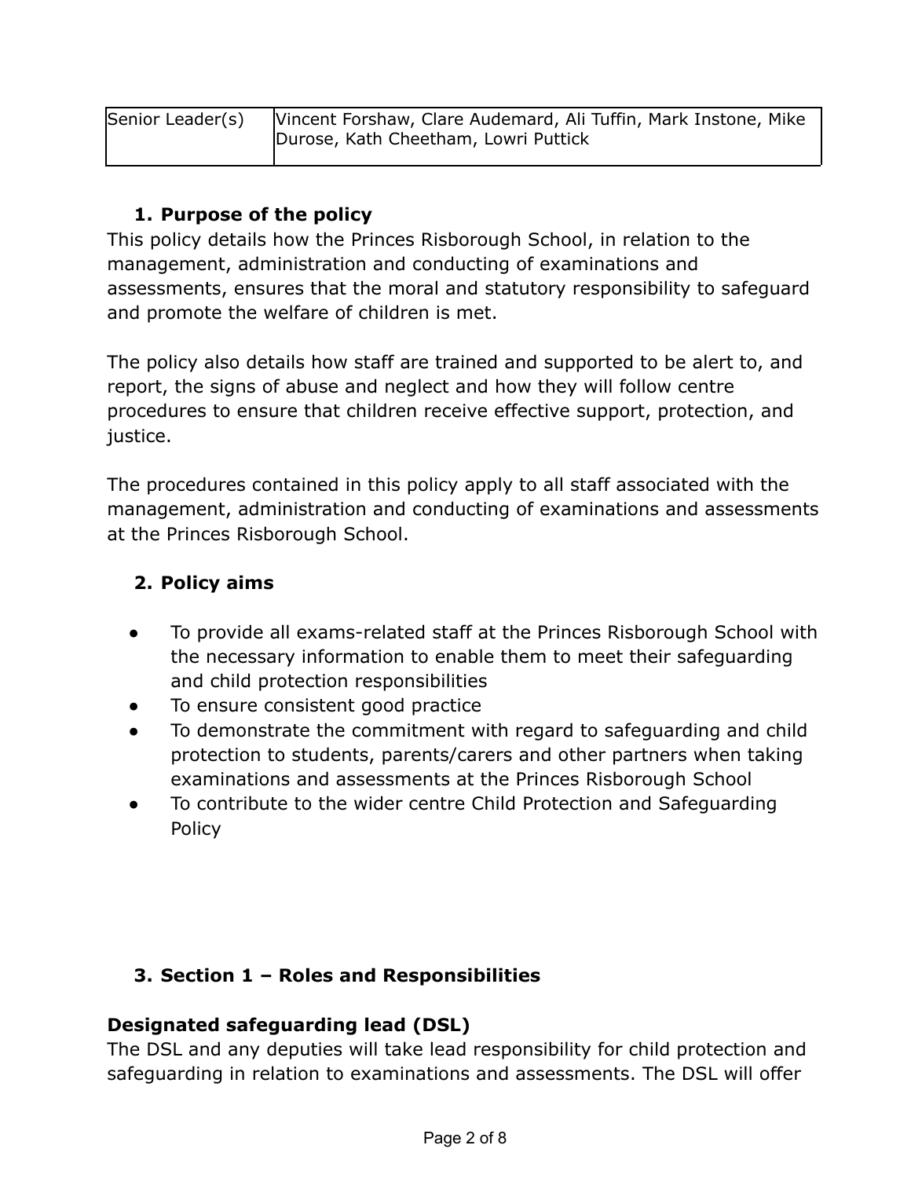| Senior Leader(s) | Vincent Forshaw, Clare Audemard, Ali Tuffin, Mark Instone, Mike Durose, Kath Cheetham, Lowri Puttick |
|---|---|

## 1. Purpose of the policy

This policy details how the Princes Risborough School, in relation to the management, administration and conducting of examinations and assessments, ensures that the moral and statutory responsibility to safeguard and promote the welfare of children is met.

The policy also details how staff are trained and supported to be alert to, and report, the signs of abuse and neglect and how they will follow centre procedures to ensure that children receive effective support, protection, and justice.

The procedures contained in this policy apply to all staff associated with the management, administration and conducting of examinations and assessments at the Princes Risborough School.

## 2. Policy aims

- To provide all exams-related staff at the Princes Risborough School with the necessary information to enable them to meet their safeguarding and child protection responsibilities
- To ensure consistent good practice
- To demonstrate the commitment with regard to safeguarding and child protection to students, parents/carers and other partners when taking examinations and assessments at the Princes Risborough School
- To contribute to the wider centre Child Protection and Safeguarding Policy

## 3. Section 1 – Roles and Responsibilities

### Designated safeguarding lead (DSL)

The DSL and any deputies will take lead responsibility for child protection and safeguarding in relation to examinations and assessments. The DSL will offer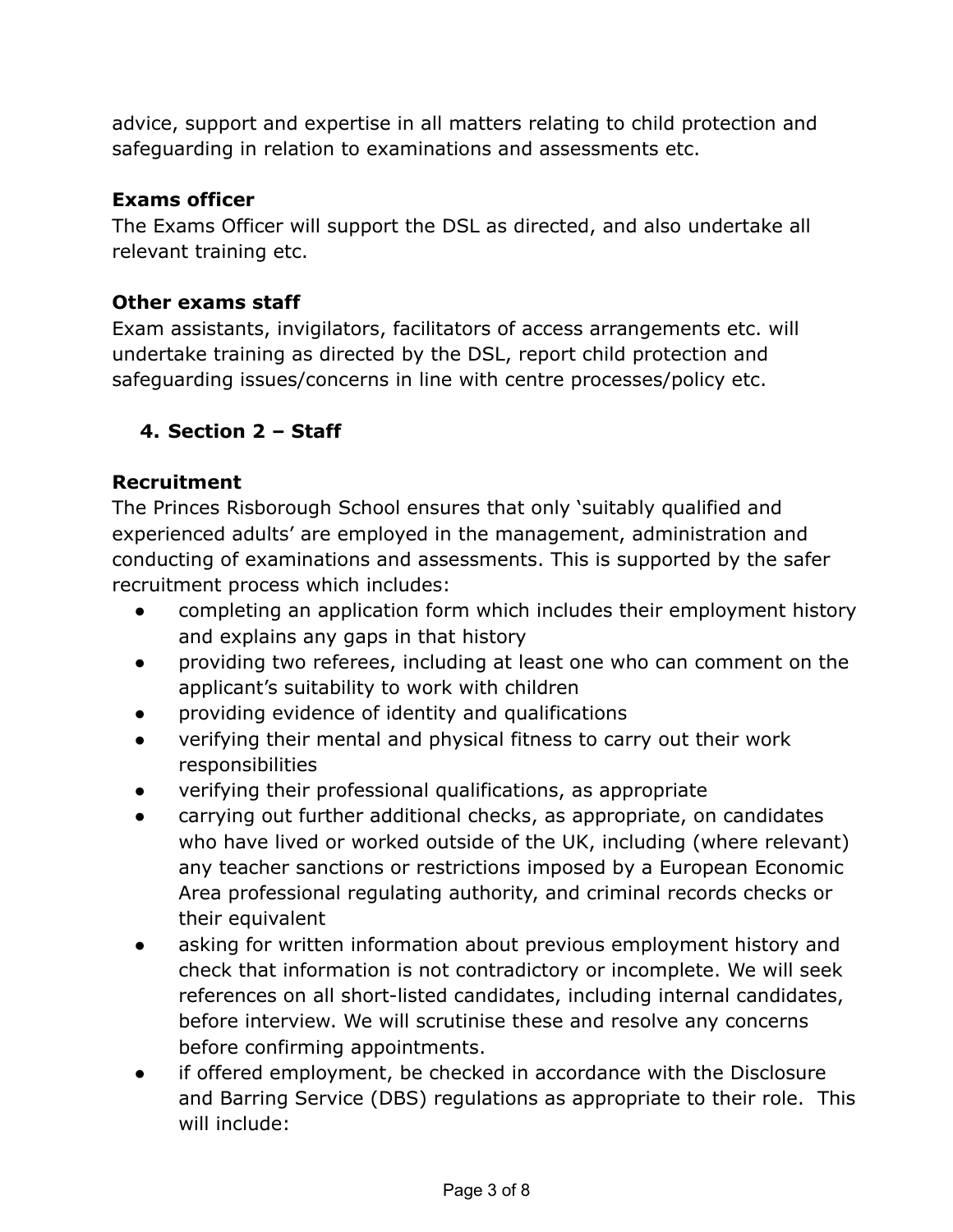advice, support and expertise in all matters relating to child protection and safeguarding in relation to examinations and assessments etc.

**Exams officer**
The Exams Officer will support the DSL as directed, and also undertake all relevant training etc.

**Other exams staff**
Exam assistants, invigilators, facilitators of access arrangements etc. will undertake training as directed by the DSL, report child protection and safeguarding issues/concerns in line with centre processes/policy etc.

## 4. Section 2 – Staff

**Recruitment**
The Princes Risborough School ensures that only 'suitably qualified and experienced adults' are employed in the management, administration and conducting of examinations and assessments. This is supported by the safer recruitment process which includes:

- completing an application form which includes their employment history and explains any gaps in that history
- providing two referees, including at least one who can comment on the applicant's suitability to work with children
- providing evidence of identity and qualifications
- verifying their mental and physical fitness to carry out their work responsibilities
- verifying their professional qualifications, as appropriate
- carrying out further additional checks, as appropriate, on candidates who have lived or worked outside of the UK, including (where relevant) any teacher sanctions or restrictions imposed by a European Economic Area professional regulating authority, and criminal records checks or their equivalent
- asking for written information about previous employment history and check that information is not contradictory or incomplete. We will seek references on all short-listed candidates, including internal candidates, before interview. We will scrutinise these and resolve any concerns before confirming appointments.
- if offered employment, be checked in accordance with the Disclosure and Barring Service (DBS) regulations as appropriate to their role. This will include: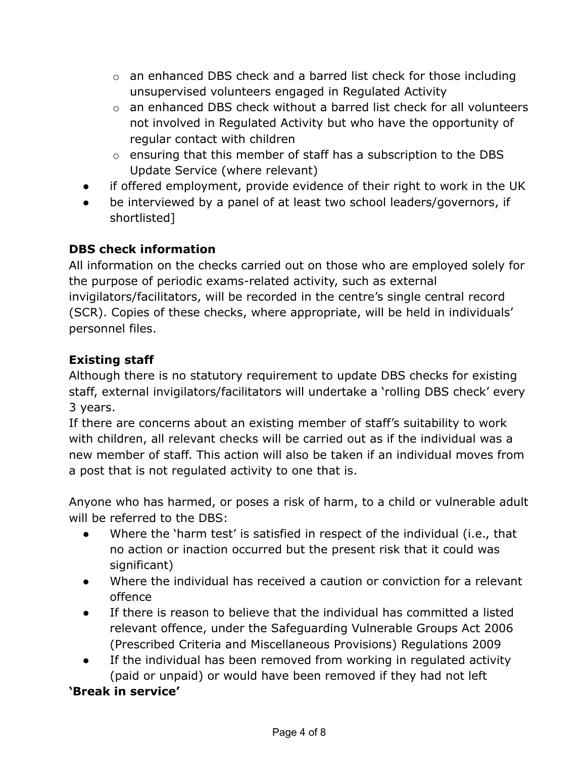- an enhanced DBS check and a barred list check for those including unsupervised volunteers engaged in Regulated Activity
    - an enhanced DBS check without a barred list check for all volunteers not involved in Regulated Activity but who have the opportunity of regular contact with children
    - ensuring that this member of staff has a subscription to the DBS Update Service (where relevant)
- if offered employment, provide evidence of their right to work in the UK
- be interviewed by a panel of at least two school leaders/governors, if shortlisted]

**DBS check information**

All information on the checks carried out on those who are employed solely for the purpose of periodic exams-related activity, such as external invigilators/facilitators, will be recorded in the centre's single central record (SCR). Copies of these checks, where appropriate, will be held in individuals' personnel files.

**Existing staff**

Although there is no statutory requirement to update DBS checks for existing staff, external invigilators/facilitators will undertake a 'rolling DBS check' every 3 years.

If there are concerns about an existing member of staff's suitability to work with children, all relevant checks will be carried out as if the individual was a new member of staff. This action will also be taken if an individual moves from a post that is not regulated activity to one that is.

Anyone who has harmed, or poses a risk of harm, to a child or vulnerable adult will be referred to the DBS:

- Where the 'harm test' is satisfied in respect of the individual (i.e., that no action or inaction occurred but the present risk that it could was significant)
- Where the individual has received a caution or conviction for a relevant offence
- If there is reason to believe that the individual has committed a listed relevant offence, under the Safeguarding Vulnerable Groups Act 2006 (Prescribed Criteria and Miscellaneous Provisions) Regulations 2009
- If the individual has been removed from working in regulated activity (paid or unpaid) or would have been removed if they had not left

**'Break in service'**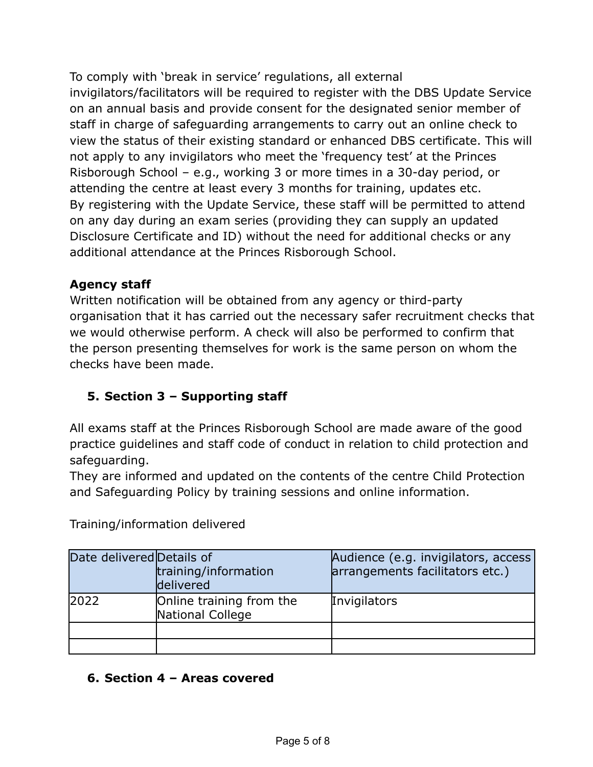To comply with 'break in service' regulations, all external invigilators/facilitators will be required to register with the DBS Update Service on an annual basis and provide consent for the designated senior member of staff in charge of safeguarding arrangements to carry out an online check to view the status of their existing standard or enhanced DBS certificate. This will not apply to any invigilators who meet the 'frequency test' at the Princes Risborough School – e.g., working 3 or more times in a 30-day period, or attending the centre at least every 3 months for training, updates etc.
By registering with the Update Service, these staff will be permitted to attend on any day during an exam series (providing they can supply an updated Disclosure Certificate and ID) without the need for additional checks or any additional attendance at the Princes Risborough School.

**Agency staff**
Written notification will be obtained from any agency or third-party organisation that it has carried out the necessary safer recruitment checks that we would otherwise perform. A check will also be performed to confirm that the person presenting themselves for work is the same person on whom the checks have been made.

## 5. Section 3 – Supporting staff

All exams staff at the Princes Risborough School are made aware of the good practice guidelines and staff code of conduct in relation to child protection and safeguarding.
They are informed and updated on the contents of the centre Child Protection and Safeguarding Policy by training sessions and online information.

Training/information delivered

| Date delivered | Details of training/information delivered | Audience (e.g. invigilators, access arrangements facilitators etc.) |
|---|---|---|
| 2022 | Online training from the National College | Invigilators |
| | | |
| | | |

## 6. Section 4 – Areas covered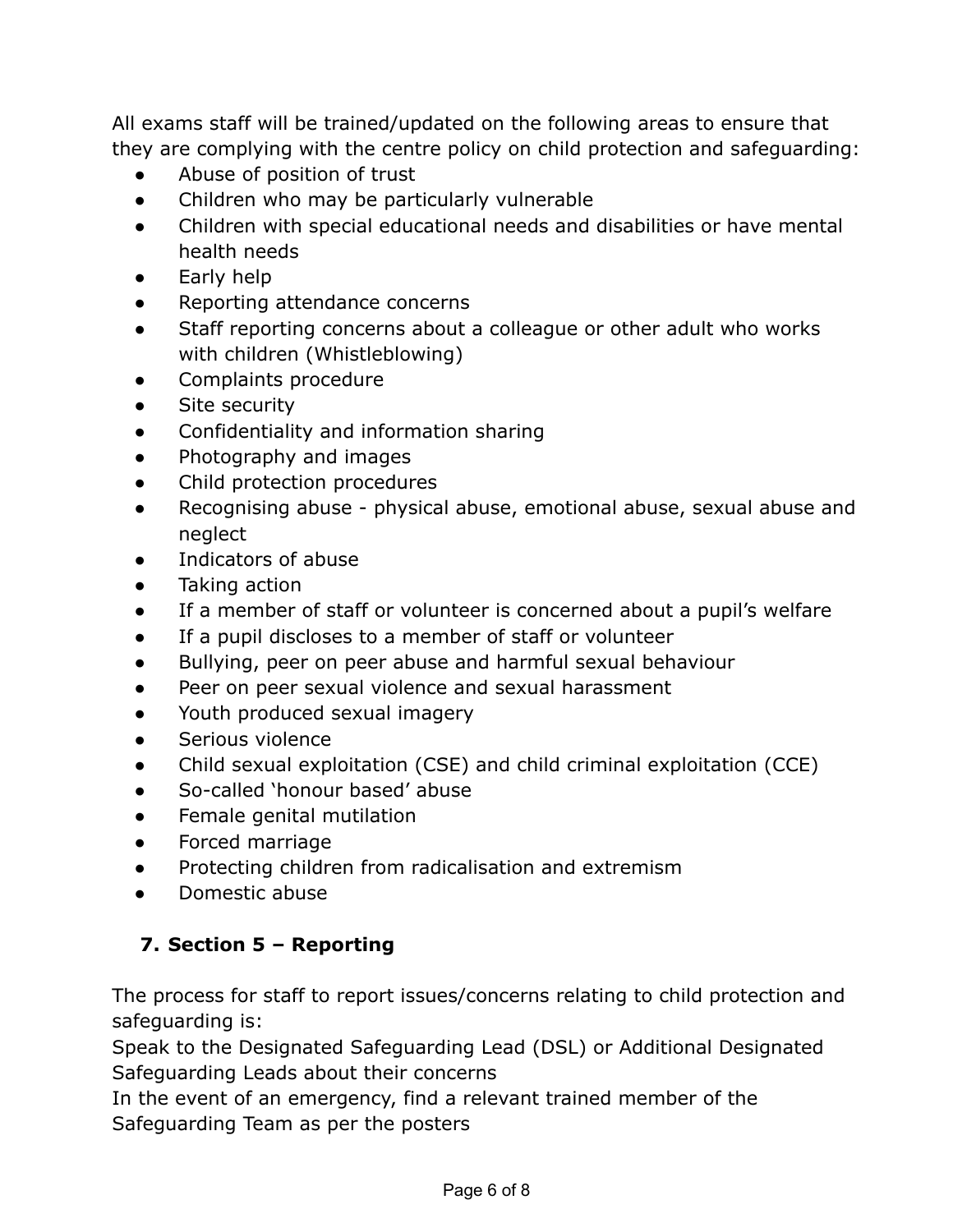All exams staff will be trained/updated on the following areas to ensure that they are complying with the centre policy on child protection and safeguarding:

- Abuse of position of trust
- Children who may be particularly vulnerable
- Children with special educational needs and disabilities or have mental health needs
- Early help
- Reporting attendance concerns
- Staff reporting concerns about a colleague or other adult who works with children (Whistleblowing)
- Complaints procedure
- Site security
- Confidentiality and information sharing
- Photography and images
- Child protection procedures
- Recognising abuse - physical abuse, emotional abuse, sexual abuse and neglect
- Indicators of abuse
- Taking action
- If a member of staff or volunteer is concerned about a pupil's welfare
- If a pupil discloses to a member of staff or volunteer
- Bullying, peer on peer abuse and harmful sexual behaviour
- Peer on peer sexual violence and sexual harassment
- Youth produced sexual imagery
- Serious violence
- Child sexual exploitation (CSE) and child criminal exploitation (CCE)
- So-called 'honour based' abuse
- Female genital mutilation
- Forced marriage
- Protecting children from radicalisation and extremism
- Domestic abuse

## 7. Section 5 – Reporting

The process for staff to report issues/concerns relating to child protection and safeguarding is:

Speak to the Designated Safeguarding Lead (DSL) or Additional Designated Safeguarding Leads about their concerns

In the event of an emergency, find a relevant trained member of the Safeguarding Team as per the posters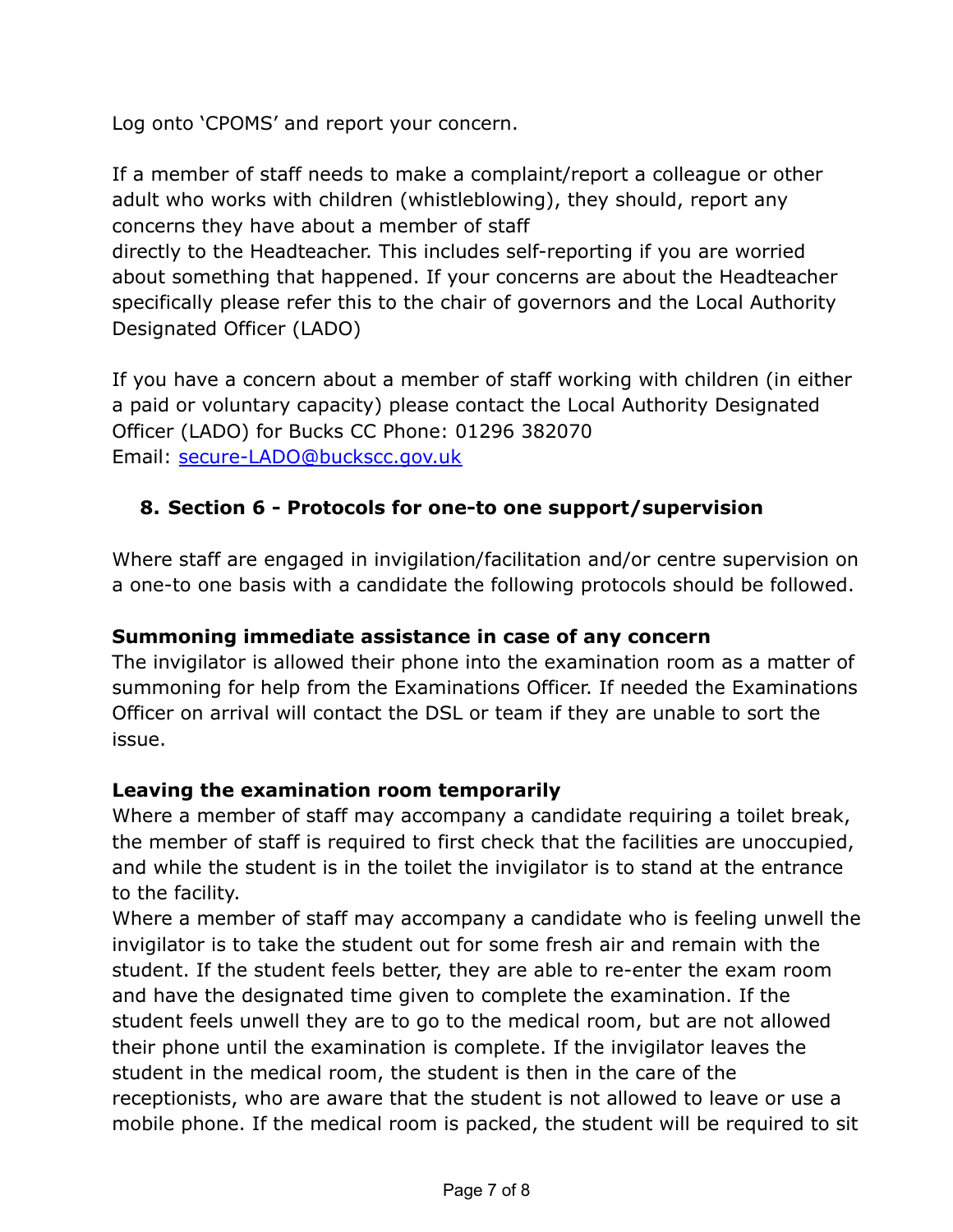Log onto 'CPOMS' and report your concern.

If a member of staff needs to make a complaint/report a colleague or other adult who works with children (whistleblowing), they should, report any concerns they have about a member of staff
directly to the Headteacher. This includes self-reporting if you are worried about something that happened. If your concerns are about the Headteacher specifically please refer this to the chair of governors and the Local Authority Designated Officer (LADO)

If you have a concern about a member of staff working with children (in either a paid or voluntary capacity) please contact the Local Authority Designated Officer (LADO) for Bucks CC Phone: 01296 382070
Email: secure-LADO@buckscc.gov.uk

## 8. Section 6 - Protocols for one-to one support/supervision

Where staff are engaged in invigilation/facilitation and/or centre supervision on a one-to one basis with a candidate the following protocols should be followed.

**Summoning immediate assistance in case of any concern**
The invigilator is allowed their phone into the examination room as a matter of summoning for help from the Examinations Officer. If needed the Examinations Officer on arrival will contact the DSL or team if they are unable to sort the issue.

**Leaving the examination room temporarily**
Where a member of staff may accompany a candidate requiring a toilet break, the member of staff is required to first check that the facilities are unoccupied, and while the student is in the toilet the invigilator is to stand at the entrance to the facility.
Where a member of staff may accompany a candidate who is feeling unwell the invigilator is to take the student out for some fresh air and remain with the student. If the student feels better, they are able to re-enter the exam room and have the designated time given to complete the examination. If the student feels unwell they are to go to the medical room, but are not allowed their phone until the examination is complete. If the invigilator leaves the student in the medical room, the student is then in the care of the receptionists, who are aware that the student is not allowed to leave or use a mobile phone. If the medical room is packed, the student will be required to sit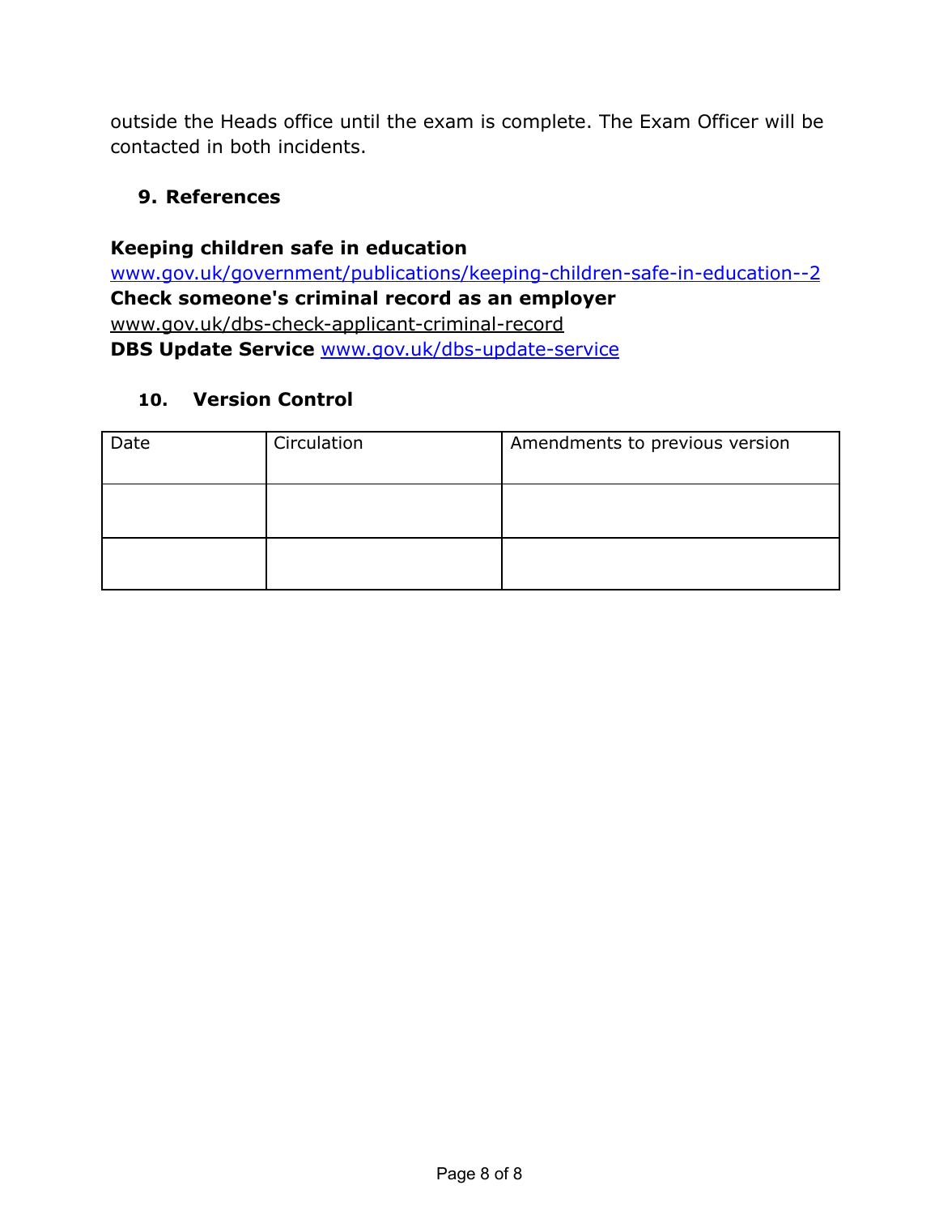outside the Heads office until the exam is complete. The Exam Officer will be contacted in both incidents.

## 9. References

**Keeping children safe in education**
www.gov.uk/government/publications/keeping-children-safe-in-education--2
**Check someone's criminal record as an employer**
www.gov.uk/dbs-check-applicant-criminal-record
**DBS Update Service** www.gov.uk/dbs-update-service

## 10. Version Control

| Date | Circulation | Amendments to previous version |
|---|---|---|
| | | |
| | | |